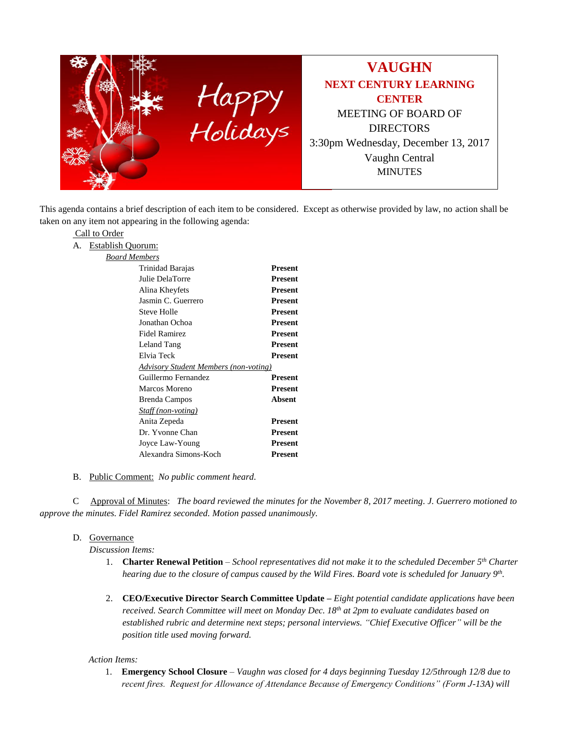Happy Holidays

# VAUGHN

## NEXT CENTURY LEARNING CENTER

MEETING OF BOARD OF DIRECTORS

3:30pm Wednesday, December 13, 2017

Vaughn Central

MINUTES

This agenda contains a brief description of each item to be considered. Except as otherwise provided by law, no action shall be taken on any item not appearing in the following agenda:

Call to Order

A. Establish Quorum:

*Board Members*

| | |
|---|---|
| Trinidad Barajas | **Present** |
| Julie DelaTorre | **Present** |
| Alina Kheyfets | **Present** |
| Jasmin C. Guerrero | **Present** |
| Steve Holle | **Present** |
| Jonathan Ochoa | **Present** |
| Fidel Ramirez | **Present** |
| Leland Tang | **Present** |
| Elvia Teck | **Present** |
| *Advisory Student Members (non-voting)* | |
| Guillermo Fernandez | **Present** |
| Marcos Moreno | **Present** |
| Brenda Campos | **Absent** |
| *Staff (non-voting)* | |
| Anita Zepeda | **Present** |
| Dr. Yvonne Chan | **Present** |
| Joyce Law-Young | **Present** |
| Alexandra Simons-Koch | **Present** |

B. Public Comment: *No public comment heard.*

C Approval of Minutes: *The board reviewed the minutes for the November 8, 2017 meeting. J. Guerrero motioned to approve the minutes. Fidel Ramirez seconded. Motion passed unanimously.*

D. Governance

*Discussion Items:*

1. **Charter Renewal Petition** – *School representatives did not make it to the scheduled December 5th Charter hearing due to the closure of campus caused by the Wild Fires. Board vote is scheduled for January 9th.*

2. **CEO/Executive Director Search Committee Update –** *Eight potential candidate applications have been received. Search Committee will meet on Monday Dec. 18th at 2pm to evaluate candidates based on established rubric and determine next steps; personal interviews. "Chief Executive Officer" will be the position title used moving forward.*

*Action Items:*

1. **Emergency School Closure** – *Vaughn was closed for 4 days beginning Tuesday 12/5through 12/8 due to recent fires. Request for Allowance of Attendance Because of Emergency Conditions" (Form J-13A) will*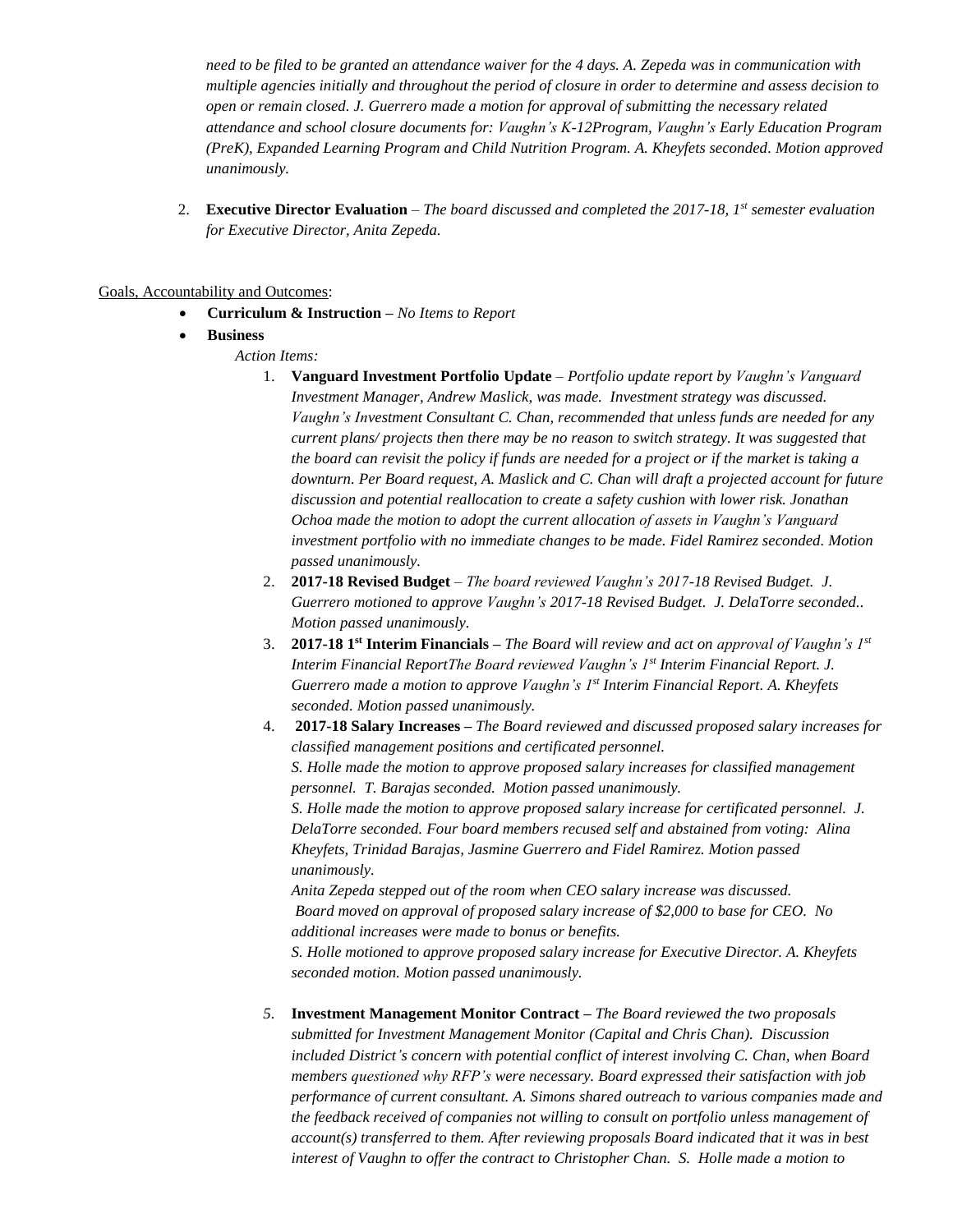*need to be filed to be granted an attendance waiver for the 4 days. A. Zepeda was in communication with multiple agencies initially and throughout the period of closure in order to determine and assess decision to open or remain closed. J. Guerrero made a motion for approval of submitting the necessary related attendance and school closure documents for: Vaughn's K-12Program, Vaughn's Early Education Program (PreK), Expanded Learning Program and Child Nutrition Program. A. Kheyfets seconded. Motion approved unanimously.*

2. **Executive Director Evaluation** – *The board discussed and completed the 2017-18, 1st semester evaluation for Executive Director, Anita Zepeda.*

Goals, Accountability and Outcomes:

- **Curriculum & Instruction –** *No Items to Report*
- **Business**

  *Action Items:*

  1. **Vanguard Investment Portfolio Update** – *Portfolio update report by Vaughn's Vanguard Investment Manager, Andrew Maslick, was made. Investment strategy was discussed. Vaughn's Investment Consultant C. Chan, recommended that unless funds are needed for any current plans/ projects then there may be no reason to switch strategy. It was suggested that the board can revisit the policy if funds are needed for a project or if the market is taking a downturn. Per Board request, A. Maslick and C. Chan will draft a projected account for future discussion and potential reallocation to create a safety cushion with lower risk. Jonathan Ochoa made the motion to adopt the current allocation of assets in Vaughn's Vanguard investment portfolio with no immediate changes to be made. Fidel Ramirez seconded. Motion passed unanimously.*
  2. **2017-18 Revised Budget** – *The board reviewed Vaughn's 2017-18 Revised Budget. J. Guerrero motioned to approve Vaughn's 2017-18 Revised Budget. J. DelaTorre seconded.. Motion passed unanimously.*
  3. **2017-18 1st Interim Financials –** *The Board will review and act on approval of Vaughn's 1st Interim Financial ReportThe Board reviewed Vaughn's 1st Interim Financial Report. J. Guerrero made a motion to approve Vaughn's 1st Interim Financial Report. A. Kheyfets seconded. Motion passed unanimously.*
  4. **2017-18 Salary Increases –** *The Board reviewed and discussed proposed salary increases for classified management positions and certificated personnel.*

     *S. Holle made the motion to approve proposed salary increases for classified management personnel. T. Barajas seconded. Motion passed unanimously.*

     *S. Holle made the motion to approve proposed salary increase for certificated personnel. J. DelaTorre seconded. Four board members recused self and abstained from voting: Alina Kheyfets, Trinidad Barajas, Jasmine Guerrero and Fidel Ramirez. Motion passed unanimously.*

     *Anita Zepeda stepped out of the room when CEO salary increase was discussed.*

     *Board moved on approval of proposed salary increase of $2,000 to base for CEO. No additional increases were made to bonus or benefits.*

     *S. Holle motioned to approve proposed salary increase for Executive Director. A. Kheyfets seconded motion. Motion passed unanimously.*

  5. **Investment Management Monitor Contract –** *The Board reviewed the two proposals submitted for Investment Management Monitor (Capital and Chris Chan). Discussion included District's concern with potential conflict of interest involving C. Chan, when Board members questioned why RFP's were necessary. Board expressed their satisfaction with job performance of current consultant. A. Simons shared outreach to various companies made and the feedback received of companies not willing to consult on portfolio unless management of account(s) transferred to them. After reviewing proposals Board indicated that it was in best interest of Vaughn to offer the contract to Christopher Chan. S. Holle made a motion to*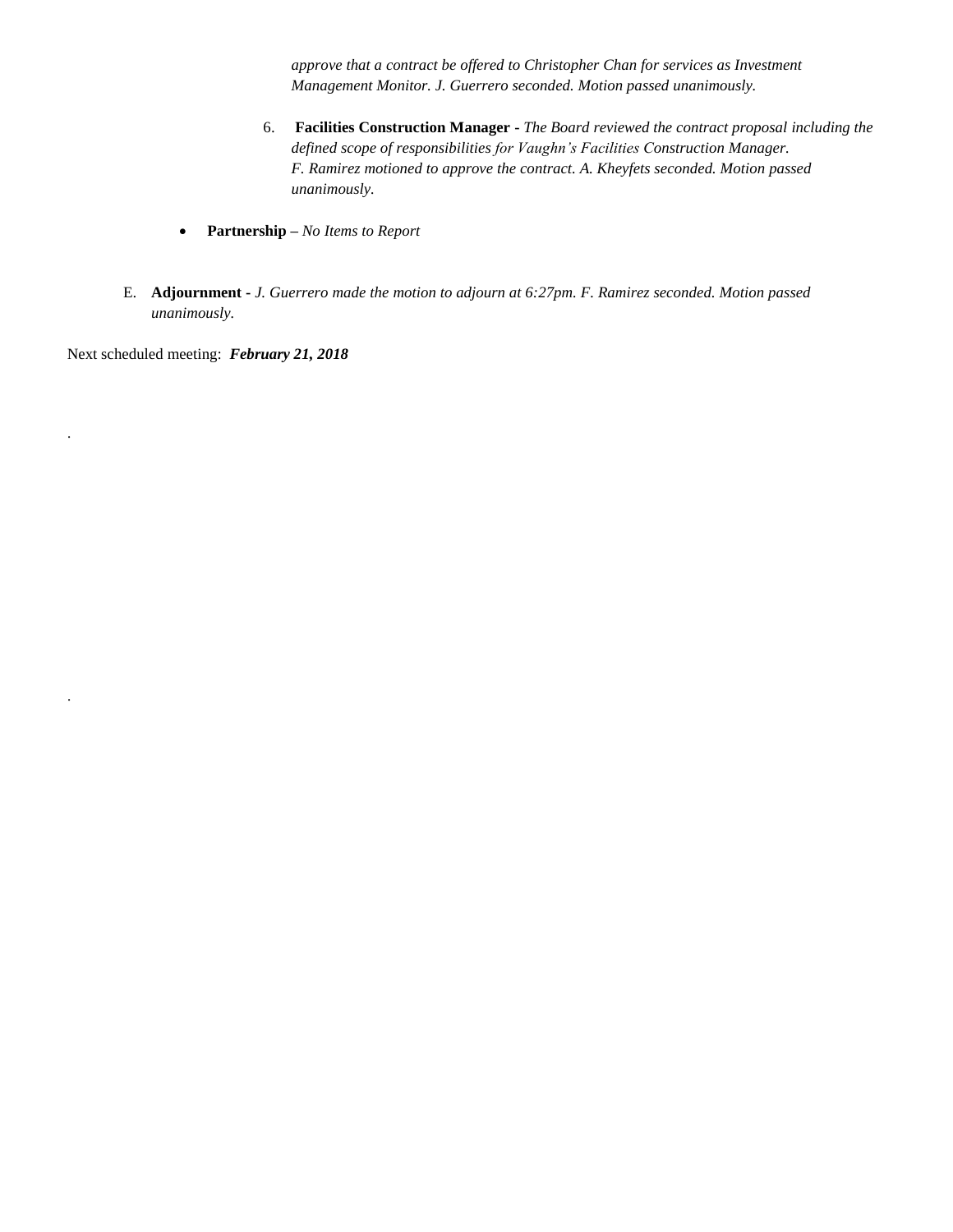*approve that a contract be offered to Christopher Chan for services as Investment Management Monitor. J. Guerrero seconded. Motion passed unanimously.*

6. **Facilities Construction Manager -** *The Board reviewed the contract proposal including the defined scope of responsibilities for Vaughn's Facilities Construction Manager. F. Ramirez motioned to approve the contract. A. Kheyfets seconded. Motion passed unanimously.*

- **Partnership –** *No Items to Report*

E. **Adjournment -** *J. Guerrero made the motion to adjourn at 6:27pm. F. Ramirez seconded. Motion passed unanimously.*

Next scheduled meeting: ***February 21, 2018***

.

.